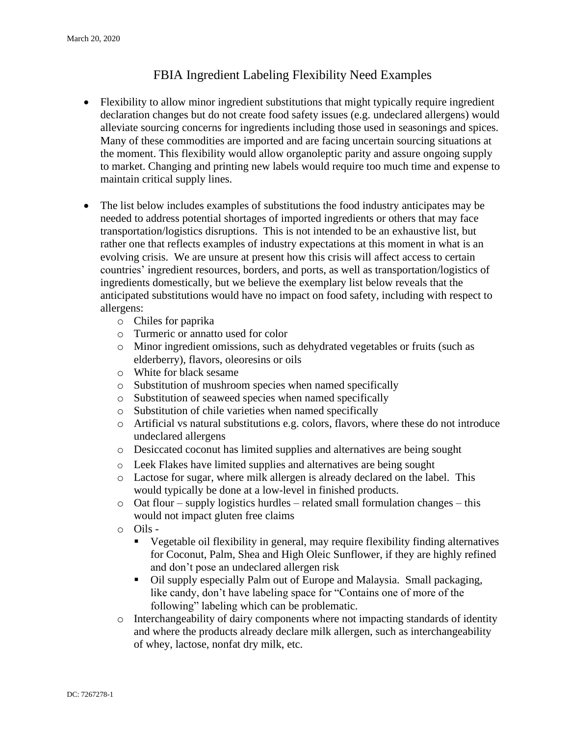March 20, 2020

# FBIA Ingredient Labeling Flexibility Need Examples

- Flexibility to allow minor ingredient substitutions that might typically require ingredient declaration changes but do not create food safety issues (e.g. undeclared allergens) would alleviate sourcing concerns for ingredients including those used in seasonings and spices. Many of these commodities are imported and are facing uncertain sourcing situations at the moment. This flexibility would allow organoleptic parity and assure ongoing supply to market. Changing and printing new labels would require too much time and expense to maintain critical supply lines.

- The list below includes examples of substitutions the food industry anticipates may be needed to address potential shortages of imported ingredients or others that may face transportation/logistics disruptions. This is not intended to be an exhaustive list, but rather one that reflects examples of industry expectations at this moment in what is an evolving crisis. We are unsure at present how this crisis will affect access to certain countries' ingredient resources, borders, and ports, as well as transportation/logistics of ingredients domestically, but we believe the exemplary list below reveals that the anticipated substitutions would have no impact on food safety, including with respect to allergens:
  - Chiles for paprika
  - Turmeric or annatto used for color
  - Minor ingredient omissions, such as dehydrated vegetables or fruits (such as elderberry), flavors, oleoresins or oils
  - White for black sesame
  - Substitution of mushroom species when named specifically
  - Substitution of seaweed species when named specifically
  - Substitution of chile varieties when named specifically
  - Artificial vs natural substitutions e.g. colors, flavors, where these do not introduce undeclared allergens
  - Desiccated coconut has limited supplies and alternatives are being sought
  - Leek Flakes have limited supplies and alternatives are being sought
  - Lactose for sugar, where milk allergen is already declared on the label. This would typically be done at a low-level in finished products.
  - Oat flour – supply logistics hurdles – related small formulation changes – this would not impact gluten free claims
  - Oils -
    - Vegetable oil flexibility in general, may require flexibility finding alternatives for Coconut, Palm, Shea and High Oleic Sunflower, if they are highly refined and don't pose an undeclared allergen risk
    - Oil supply especially Palm out of Europe and Malaysia. Small packaging, like candy, don't have labeling space for "Contains one of more of the following" labeling which can be problematic.
  - Interchangeability of dairy components where not impacting standards of identity and where the products already declare milk allergen, such as interchangeability of whey, lactose, nonfat dry milk, etc.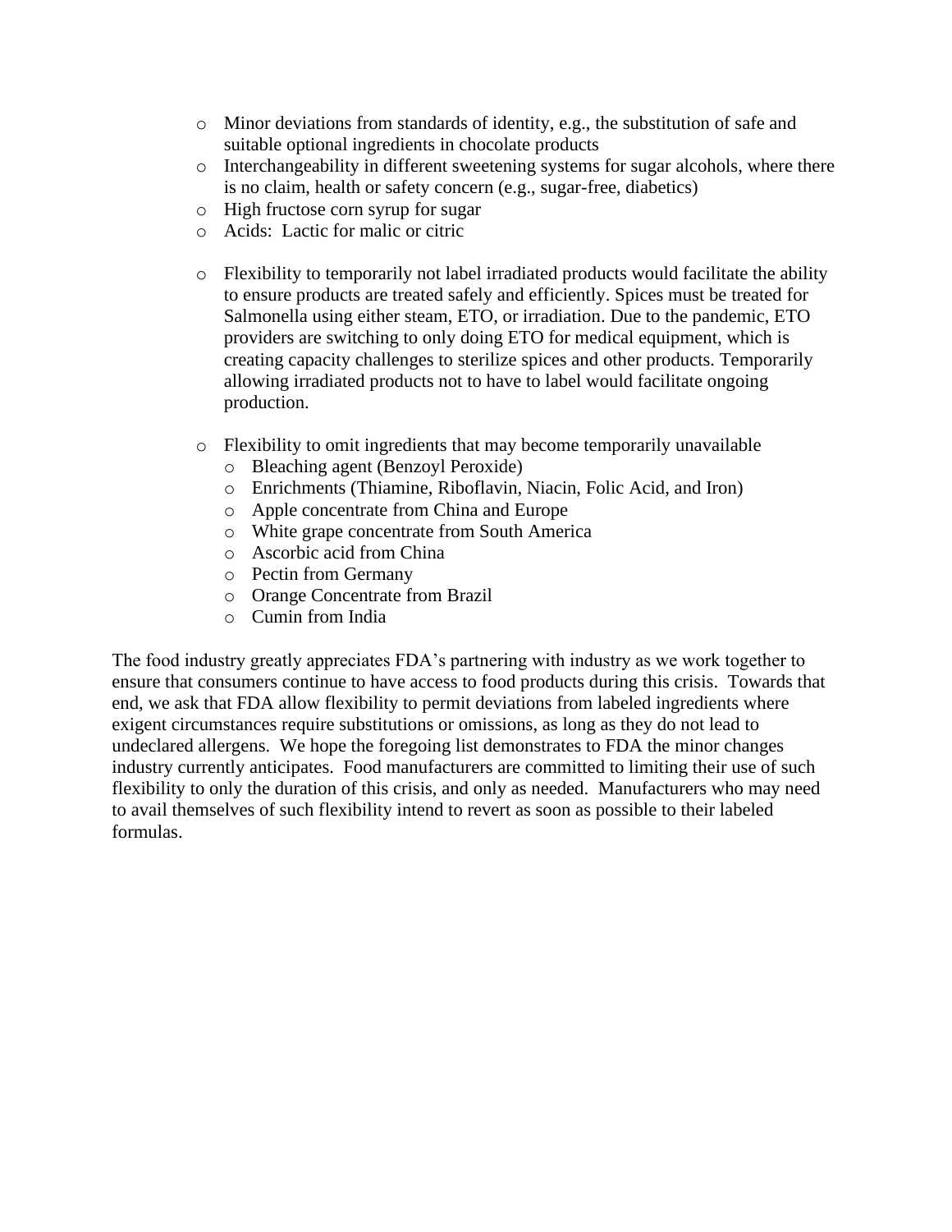- Minor deviations from standards of identity, e.g., the substitution of safe and suitable optional ingredients in chocolate products
- Interchangeability in different sweetening systems for sugar alcohols, where there is no claim, health or safety concern (e.g., sugar-free, diabetics)
- High fructose corn syrup for sugar
- Acids: Lactic for malic or citric

- Flexibility to temporarily not label irradiated products would facilitate the ability to ensure products are treated safely and efficiently. Spices must be treated for Salmonella using either steam, ETO, or irradiation. Due to the pandemic, ETO providers are switching to only doing ETO for medical equipment, which is creating capacity challenges to sterilize spices and other products. Temporarily allowing irradiated products not to have to label would facilitate ongoing production.

- Flexibility to omit ingredients that may become temporarily unavailable
  - Bleaching agent (Benzoyl Peroxide)
  - Enrichments (Thiamine, Riboflavin, Niacin, Folic Acid, and Iron)
  - Apple concentrate from China and Europe
  - White grape concentrate from South America
  - Ascorbic acid from China
  - Pectin from Germany
  - Orange Concentrate from Brazil
  - Cumin from India

The food industry greatly appreciates FDA's partnering with industry as we work together to ensure that consumers continue to have access to food products during this crisis. Towards that end, we ask that FDA allow flexibility to permit deviations from labeled ingredients where exigent circumstances require substitutions or omissions, as long as they do not lead to undeclared allergens. We hope the foregoing list demonstrates to FDA the minor changes industry currently anticipates. Food manufacturers are committed to limiting their use of such flexibility to only the duration of this crisis, and only as needed. Manufacturers who may need to avail themselves of such flexibility intend to revert as soon as possible to their labeled formulas.